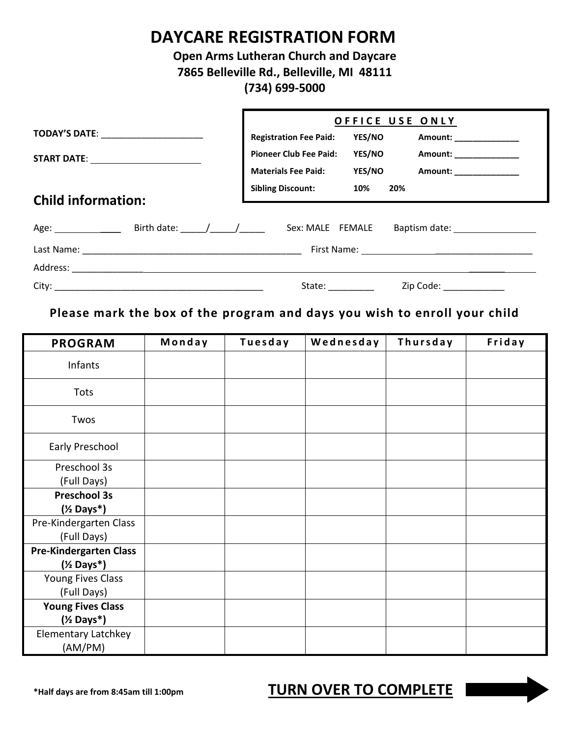# DAYCARE REGISTRATION FORM

**Open Arms Lutheran Church and Daycare**
**7865 Belleville Rd., Belleville, MI 48111**
**(734) 699-5000**

**TODAY'S DATE**: ____________________

**START DATE**: ____________________

| **OFFICE USE ONLY** | | |
|---|---|---|
| **Registration Fee Paid:** | **YES/NO** | **Amount:** ______________ |
| **Pioneer Club Fee Paid:** | **YES/NO** | **Amount:** ______________ |
| **Materials Fee Paid:** | **YES/NO** | **Amount:** ______________ |
| **Sibling Discount:** | **10% 20%** | |

## Child information:

Age: ____________ Birth date: _____/_____/_____ Sex: MALE FEMALE Baptism date: ________________

Last Name: ____________________________________________ First Name: ____________________________________

Address: ______________________________________________________________________________________

City: __________________________________________ State: _________ Zip Code: ____________

**Please mark the box of the program and days you wish to enroll your child**

| **PROGRAM** | **Monday** | **Tuesday** | **Wednesday** | **Thursday** | **Friday** |
|---|---|---|---|---|---|
| Infants | | | | | |
| Tots | | | | | |
| Twos | | | | | |
| Early Preschool | | | | | |
| Preschool 3s (Full Days) | | | | | |
| **Preschool 3s (½ Days*)** | | | | | |
| Pre-Kindergarten Class (Full Days) | | | | | |
| **Pre-Kindergarten Class (½ Days*)** | | | | | |
| Young Fives Class (Full Days) | | | | | |
| **Young Fives Class (½ Days*)** | | | | | |
| Elementary Latchkey (AM/PM) | | | | | |

**\*Half days are from 8:45am till 1:00pm**

**TURN OVER TO COMPLETE**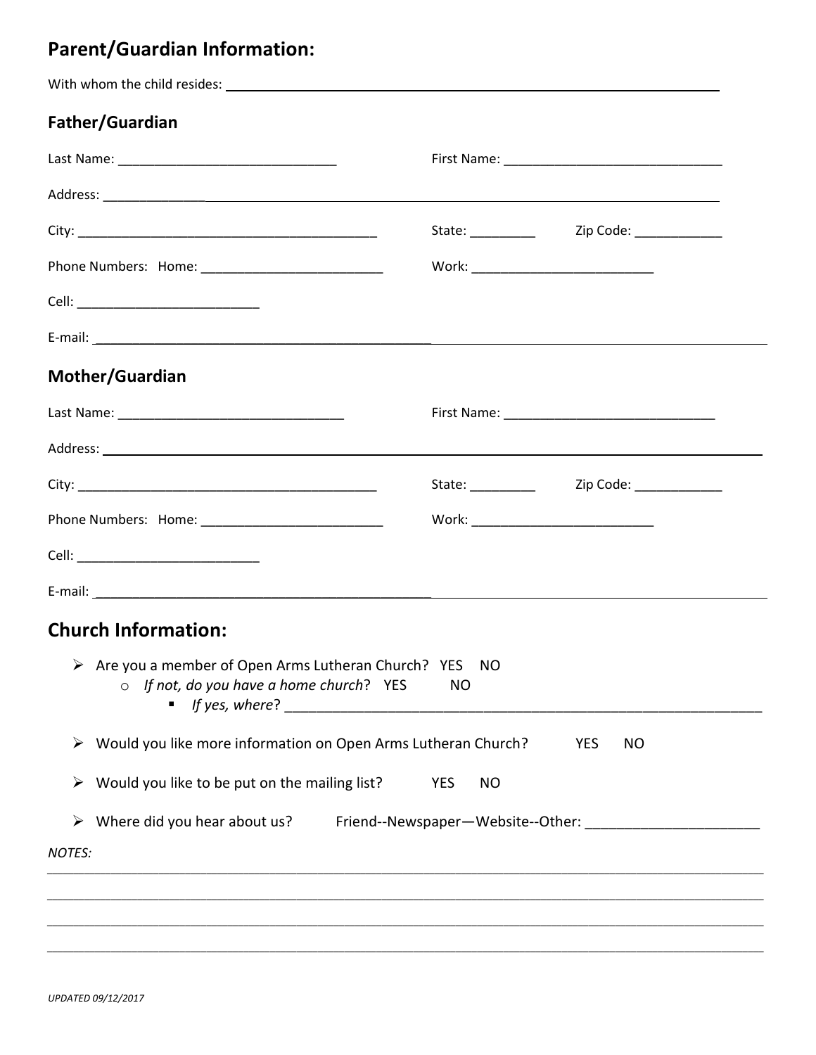## Parent/Guardian Information:

With whom the child resides: ______________________________________________________________

### Father/Guardian

Last Name: ______________________________ First Name: ______________________________

Address: ______________________________________________________________________________

City: ___________________________________________ State: _________ Zip Code: ____________

Phone Numbers: Home: _________________________ Work: _________________________

Cell: _________________________

E-mail: ______________________________________________________________________________

### Mother/Guardian

Last Name: _______________________________ First Name: _____________________________

Address: ______________________________________________________________________________

City: ___________________________________________ State: _________ Zip Code: ____________

Phone Numbers: Home: _________________________ Work: _________________________

Cell: _________________________

E-mail: ______________________________________________________________________________

## Church Information:

- Are you a member of Open Arms Lutheran Church? YES NO
  - *If not, do you have a home church*? YES NO
    - *If yes, where*? ______________________________________________________________
- Would you like more information on Open Arms Lutheran Church? YES NO
- Would you like to be put on the mailing list? YES NO
- Where did you hear about us? Friend--Newspaper—Website--Other: ______________________

*NOTES:*

______________________________________________________________________________________

______________________________________________________________________________________

______________________________________________________________________________________

______________________________________________________________________________________

*UPDATED 09/12/2017*